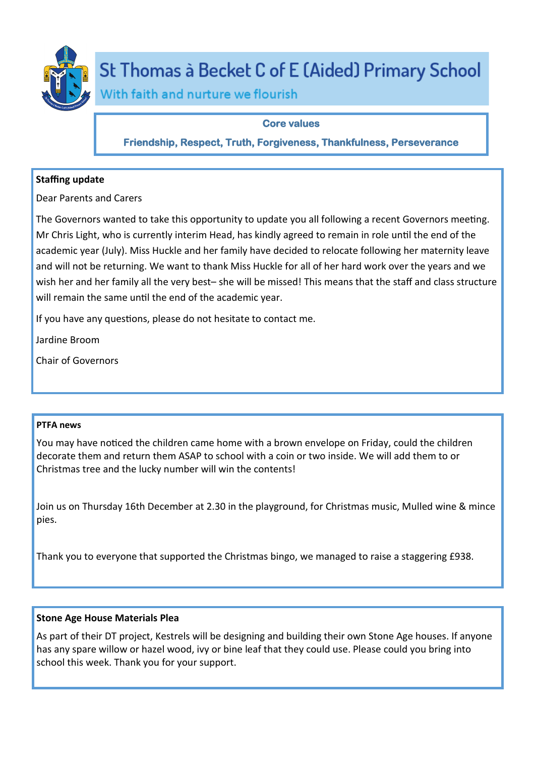# St Thomas à Becket C of E (Aided) Primary School

*With faith and nurture we flourish*

**Core values**

**Friendship, Respect, Truth, Forgiveness, Thankfulness, Perseverance**

## Staffing update

Dear Parents and Carers

The Governors wanted to take this opportunity to update you all following a recent Governors meeting. Mr Chris Light, who is currently interim Head, has kindly agreed to remain in role until the end of the academic year (July). Miss Huckle and her family have decided to relocate following her maternity leave and will not be returning. We want to thank Miss Huckle for all of her hard work over the years and we wish her and her family all the very best– she will be missed! This means that the staff and class structure will remain the same until the end of the academic year.

If you have any questions, please do not hesitate to contact me.

Jardine Broom

Chair of Governors

## PTFA news

You may have noticed the children came home with a brown envelope on Friday, could the children decorate them and return them ASAP to school with a coin or two inside. We will add them to or Christmas tree and the lucky number will win the contents!

Join us on Thursday 16th December at 2.30 in the playground, for Christmas music, Mulled wine & mince pies.

Thank you to everyone that supported the Christmas bingo, we managed to raise a staggering £938.

## Stone Age House Materials Plea

As part of their DT project, Kestrels will be designing and building their own Stone Age houses. If anyone has any spare willow or hazel wood, ivy or bine leaf that they could use. Please could you bring into school this week. Thank you for your support.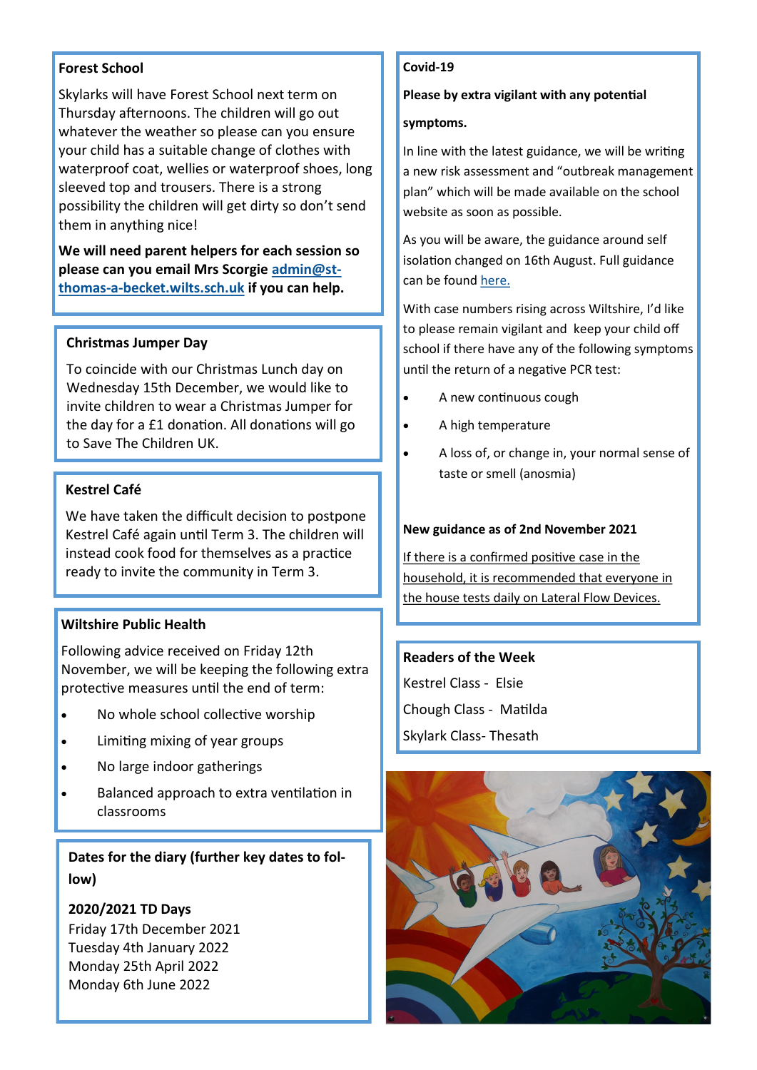## Forest School

Skylarks will have Forest School next term on Thursday afternoons. The children will go out whatever the weather so please can you ensure your child has a suitable change of clothes with waterproof coat, wellies or waterproof shoes, long sleeved top and trousers. There is a strong possibility the children will get dirty so don't send them in anything nice!

**We will need parent helpers for each session so please can you email Mrs Scorgie [admin@st-thomas-a-becket.wilts.sch.uk](mailto:admin@st-thomas-a-becket.wilts.sch.uk) if you can help.**

## Christmas Jumper Day

To coincide with our Christmas Lunch day on Wednesday 15th December, we would like to invite children to wear a Christmas Jumper for the day for a £1 donation. All donations will go to Save The Children UK.

## Kestrel Café

We have taken the difficult decision to postpone Kestrel Café again until Term 3. The children will instead cook food for themselves as a practice ready to invite the community in Term 3.

## Wiltshire Public Health

Following advice received on Friday 12th November, we will be keeping the following extra protective measures until the end of term:

- No whole school collective worship
- Limiting mixing of year groups
- No large indoor gatherings
- Balanced approach to extra ventilation in classrooms

## Dates for the diary (further key dates to follow)

**2020/2021 TD Days**
Friday 17th December 2021
Tuesday 4th January 2022
Monday 25th April 2022
Monday 6th June 2022

## Covid-19

**Please by extra vigilant with any potential symptoms.**

In line with the latest guidance, we will be writing a new risk assessment and "outbreak management plan" which will be made available on the school website as soon as possible.

As you will be aware, the guidance around self isolation changed on 16th August. Full guidance can be found here.

With case numbers rising across Wiltshire, I'd like to please remain vigilant and keep your child off school if there have any of the following symptoms until the return of a negative PCR test:

- A new continuous cough
- A high temperature
- A loss of, or change in, your normal sense of taste or smell (anosmia)

**New guidance as of 2nd November 2021**

If there is a confirmed positive case in the household, it is recommended that everyone in the house tests daily on Lateral Flow Devices.

## Readers of the Week

Kestrel Class - Elsie

Chough Class - Matilda

Skylark Class- Thesath